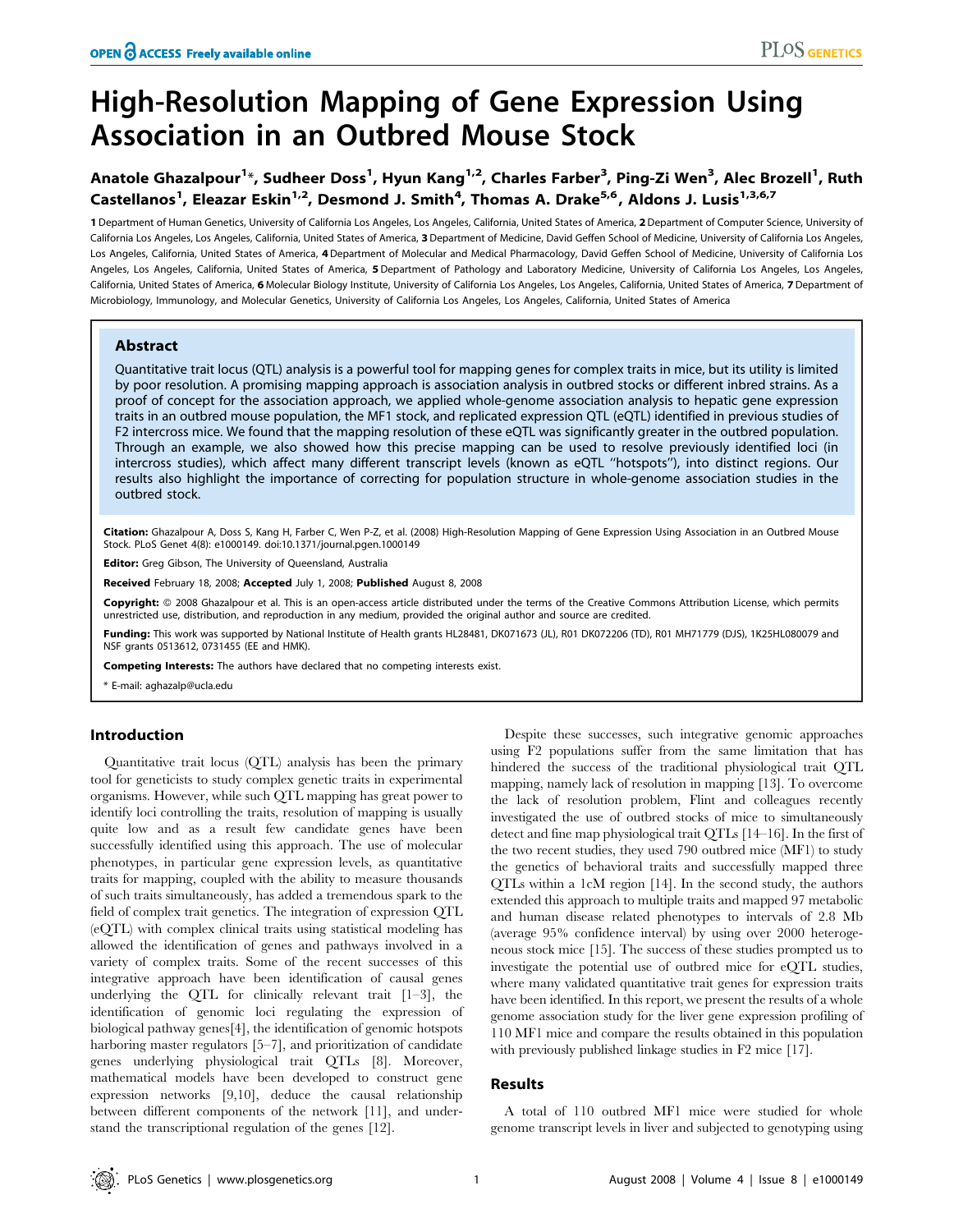# High-Resolution Mapping of Gene Expression Using Association in an Outbred Mouse Stock

**Anatole Ghazalpour[1]\*, Sudheer Doss[1], Hyun Kang[1,2], Charles Farber[3], Ping-Zi Wen[3], Alec Brozell[1], Ruth Castellanos[1], Eleazar Eskin[1,2], Desmond J. Smith[4], Thomas A. Drake[5,6], Aldons J. Lusis[1,3,6,7]**

**1** Department of Human Genetics, University of California Los Angeles, Los Angeles, California, United States of America, **2** Department of Computer Science, University of California Los Angeles, Los Angeles, California, United States of America, **3** Department of Medicine, David Geffen School of Medicine, University of California Los Angeles, Los Angeles, California, United States of America, **4** Department of Molecular and Medical Pharmacology, David Geffen School of Medicine, University of California Los Angeles, Los Angeles, California, United States of America, **5** Department of Pathology and Laboratory Medicine, University of California Los Angeles, Los Angeles, California, United States of America, **6** Molecular Biology Institute, University of California Los Angeles, Los Angeles, California, United States of America, **7** Department of Microbiology, Immunology, and Molecular Genetics, University of California Los Angeles, Los Angeles, California, United States of America

## Abstract

Quantitative trait locus (QTL) analysis is a powerful tool for mapping genes for complex traits in mice, but its utility is limited by poor resolution. A promising mapping approach is association analysis in outbred stocks or different inbred strains. As a proof of concept for the association approach, we applied whole-genome association analysis to hepatic gene expression traits in an outbred mouse population, the MF1 stock, and replicated expression QTL (eQTL) identified in previous studies of F2 intercross mice. We found that the mapping resolution of these eQTL was significantly greater in the outbred population. Through an example, we also showed how this precise mapping can be used to resolve previously identified loci (in intercross studies), which affect many different transcript levels (known as eQTL "hotspots"), into distinct regions. Our results also highlight the importance of correcting for population structure in whole-genome association studies in the outbred stock.

**Citation:** Ghazalpour A, Doss S, Kang H, Farber C, Wen P-Z, et al. (2008) High-Resolution Mapping of Gene Expression Using Association in an Outbred Mouse Stock. PLoS Genet 4(8): e1000149. doi:10.1371/journal.pgen.1000149

**Editor:** Greg Gibson, The University of Queensland, Australia

**Received** February 18, 2008; **Accepted** July 1, 2008; **Published** August 8, 2008

**Copyright:** © 2008 Ghazalpour et al. This is an open-access article distributed under the terms of the Creative Commons Attribution License, which permits unrestricted use, distribution, and reproduction in any medium, provided the original author and source are credited.

**Funding:** This work was supported by National Institute of Health grants HL28481, DK071673 (JL), R01 DK072206 (TD), R01 MH71779 (DJS), 1K25HL080079 and NSF grants 0513612, 0731455 (EE and HMK).

**Competing Interests:** The authors have declared that no competing interests exist.

\* E-mail: aghazalp@ucla.edu

## Introduction

Quantitative trait locus (QTL) analysis has been the primary tool for geneticists to study complex genetic traits in experimental organisms. However, while such QTL mapping has great power to identify loci controlling the traits, resolution of mapping is usually quite low and as a result few candidate genes have been successfully identified using this approach. The use of molecular phenotypes, in particular gene expression levels, as quantitative traits for mapping, coupled with the ability to measure thousands of such traits simultaneously, has added a tremendous spark to the field of complex trait genetics. The integration of expression QTL (eQTL) with complex clinical traits using statistical modeling has allowed the identification of genes and pathways involved in a variety of complex traits. Some of the recent successes of this integrative approach have been identification of causal genes underlying the QTL for clinically relevant trait [1–3], the identification of genomic loci regulating the expression of biological pathway genes[4], the identification of genomic hotspots harboring master regulators [5–7], and prioritization of candidate genes underlying physiological trait QTLs [8]. Moreover, mathematical models have been developed to construct gene expression networks [9,10], deduce the causal relationship between different components of the network [11], and understand the transcriptional regulation of the genes [12].

Despite these successes, such integrative genomic approaches using F2 populations suffer from the same limitation that has hindered the success of the traditional physiological trait QTL mapping, namely lack of resolution in mapping [13]. To overcome the lack of resolution problem, Flint and colleagues recently investigated the use of outbred stocks of mice to simultaneously detect and fine map physiological trait QTLs [14–16]. In the first of the two recent studies, they used 790 outbred mice (MF1) to study the genetics of behavioral traits and successfully mapped three QTLs within a 1cM region [14]. In the second study, the authors extended this approach to multiple traits and mapped 97 metabolic and human disease related phenotypes to intervals of 2.8 Mb (average 95% confidence interval) by using over 2000 heterogeneous stock mice [15]. The success of these studies prompted us to investigate the potential use of outbred mice for eQTL studies, where many validated quantitative trait genes for expression traits have been identified. In this report, we present the results of a whole genome association study for the liver gene expression profiling of 110 MF1 mice and compare the results obtained in this population with previously published linkage studies in F2 mice [17].

## Results

A total of 110 outbred MF1 mice were studied for whole genome transcript levels in liver and subjected to genotyping using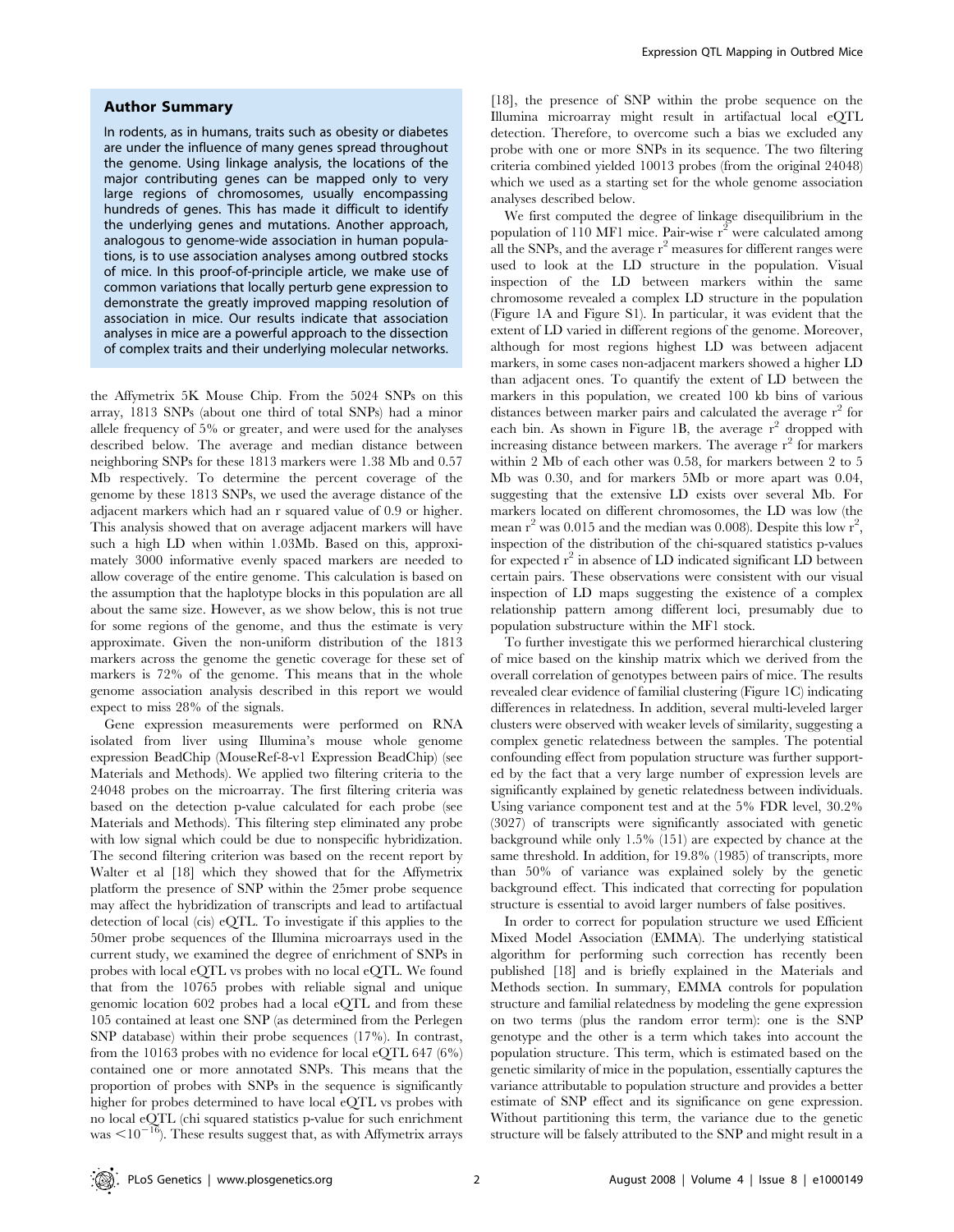## Author Summary

In rodents, as in humans, traits such as obesity or diabetes are under the influence of many genes spread throughout the genome. Using linkage analysis, the locations of the major contributing genes can be mapped only to very large regions of chromosomes, usually encompassing hundreds of genes. This has made it difficult to identify the underlying genes and mutations. Another approach, analogous to genome-wide association in human populations, is to use association analyses among outbred stocks of mice. In this proof-of-principle article, we make use of common variations that locally perturb gene expression to demonstrate the greatly improved mapping resolution of association in mice. Our results indicate that association analyses in mice are a powerful approach to the dissection of complex traits and their underlying molecular networks.

the Affymetrix 5K Mouse Chip. From the 5024 SNPs on this array, 1813 SNPs (about one third of total SNPs) had a minor allele frequency of 5% or greater, and were used for the analyses described below. The average and median distance between neighboring SNPs for these 1813 markers were 1.38 Mb and 0.57 Mb respectively. To determine the percent coverage of the genome by these 1813 SNPs, we used the average distance of the adjacent markers which had an r squared value of 0.9 or higher. This analysis showed that on average adjacent markers will have such a high LD when within 1.03Mb. Based on this, approximately 3000 informative evenly spaced markers are needed to allow coverage of the entire genome. This calculation is based on the assumption that the haplotype blocks in this population are all about the same size. However, as we show below, this is not true for some regions of the genome, and thus the estimate is very approximate. Given the non-uniform distribution of the 1813 markers across the genome the genetic coverage for these set of markers is 72% of the genome. This means that in the whole genome association analysis described in this report we would expect to miss 28% of the signals.

Gene expression measurements were performed on RNA isolated from liver using Illumina's mouse whole genome expression BeadChip (MouseRef-8-v1 Expression BeadChip) (see Materials and Methods). We applied two filtering criteria to the 24048 probes on the microarray. The first filtering criteria was based on the detection p-value calculated for each probe (see Materials and Methods). This filtering step eliminated any probe with low signal which could be due to nonspecific hybridization. The second filtering criterion was based on the recent report by Walter et al [18] which they showed that for the Affymetrix platform the presence of SNP within the 25mer probe sequence may affect the hybridization of transcripts and lead to artifactual detection of local (cis) eQTL. To investigate if this applies to the 50mer probe sequences of the Illumina microarrays used in the current study, we examined the degree of enrichment of SNPs in probes with local eQTL vs probes with no local eQTL. We found that from the 10765 probes with reliable signal and unique genomic location 602 probes had a local eQTL and from these 105 contained at least one SNP (as determined from the Perlegen SNP database) within their probe sequences (17%). In contrast, from the 10163 probes with no evidence for local eQTL 647 (6%) contained one or more annotated SNPs. This means that the proportion of probes with SNPs in the sequence is significantly higher for probes determined to have local eQTL vs probes with no local eQTL (chi squared statistics p-value for such enrichment was $<10^{-16}$). These results suggest that, as with Affymetrix arrays [18], the presence of SNP within the probe sequence on the Illumina microarray might result in artifactual local eQTL detection. Therefore, to overcome such a bias we excluded any probe with one or more SNPs in its sequence. The two filtering criteria combined yielded 10013 probes (from the original 24048) which we used as a starting set for the whole genome association analyses described below.

We first computed the degree of linkage disequilibrium in the population of 110 MF1 mice. Pair-wise $r^2$ were calculated among all the SNPs, and the average $r^2$ measures for different ranges were used to look at the LD structure in the population. Visual inspection of the LD between markers within the same chromosome revealed a complex LD structure in the population (Figure 1A and Figure S1). In particular, it was evident that the extent of LD varied in different regions of the genome. Moreover, although for most regions highest LD was between adjacent markers, in some cases non-adjacent markers showed a higher LD than adjacent ones. To quantify the extent of LD between the markers in this population, we created 100 kb bins of various distances between marker pairs and calculated the average $r^2$ for each bin. As shown in Figure 1B, the average $r^2$ dropped with increasing distance between markers. The average $r^2$ for markers within 2 Mb of each other was 0.58, for markers between 2 to 5 Mb was 0.30, and for markers 5Mb or more apart was 0.04, suggesting that the extensive LD exists over several Mb. For markers located on different chromosomes, the LD was low (the mean $r^2$ was 0.015 and the median was 0.008). Despite this low $r^2$, inspection of the distribution of the chi-squared statistics p-values for expected $r^2$ in absence of LD indicated significant LD between certain pairs. These observations were consistent with our visual inspection of LD maps suggesting the existence of a complex relationship pattern among different loci, presumably due to population substructure within the MF1 stock.

To further investigate this we performed hierarchical clustering of mice based on the kinship matrix which we derived from the overall correlation of genotypes between pairs of mice. The results revealed clear evidence of familial clustering (Figure 1C) indicating differences in relatedness. In addition, several multi-leveled larger clusters were observed with weaker levels of similarity, suggesting a complex genetic relatedness between the samples. The potential confounding effect from population structure was further supported by the fact that a very large number of expression levels are significantly explained by genetic relatedness between individuals. Using variance component test and at the 5% FDR level, 30.2% (3027) of transcripts were significantly associated with genetic background while only 1.5% (151) are expected by chance at the same threshold. In addition, for 19.8% (1985) of transcripts, more than 50% of variance was explained solely by the genetic background effect. This indicated that correcting for population structure is essential to avoid larger numbers of false positives.

In order to correct for population structure we used Efficient Mixed Model Association (EMMA). The underlying statistical algorithm for performing such correction has recently been published [18] and is briefly explained in the Materials and Methods section. In summary, EMMA controls for population structure and familial relatedness by modeling the gene expression on two terms (plus the random error term): one is the SNP genotype and the other is a term which takes into account the population structure. This term, which is estimated based on the genetic similarity of mice in the population, essentially captures the variance attributable to population structure and provides a better estimate of SNP effect and its significance on gene expression. Without partitioning this term, the variance due to the genetic structure will be falsely attributed to the SNP and might result in a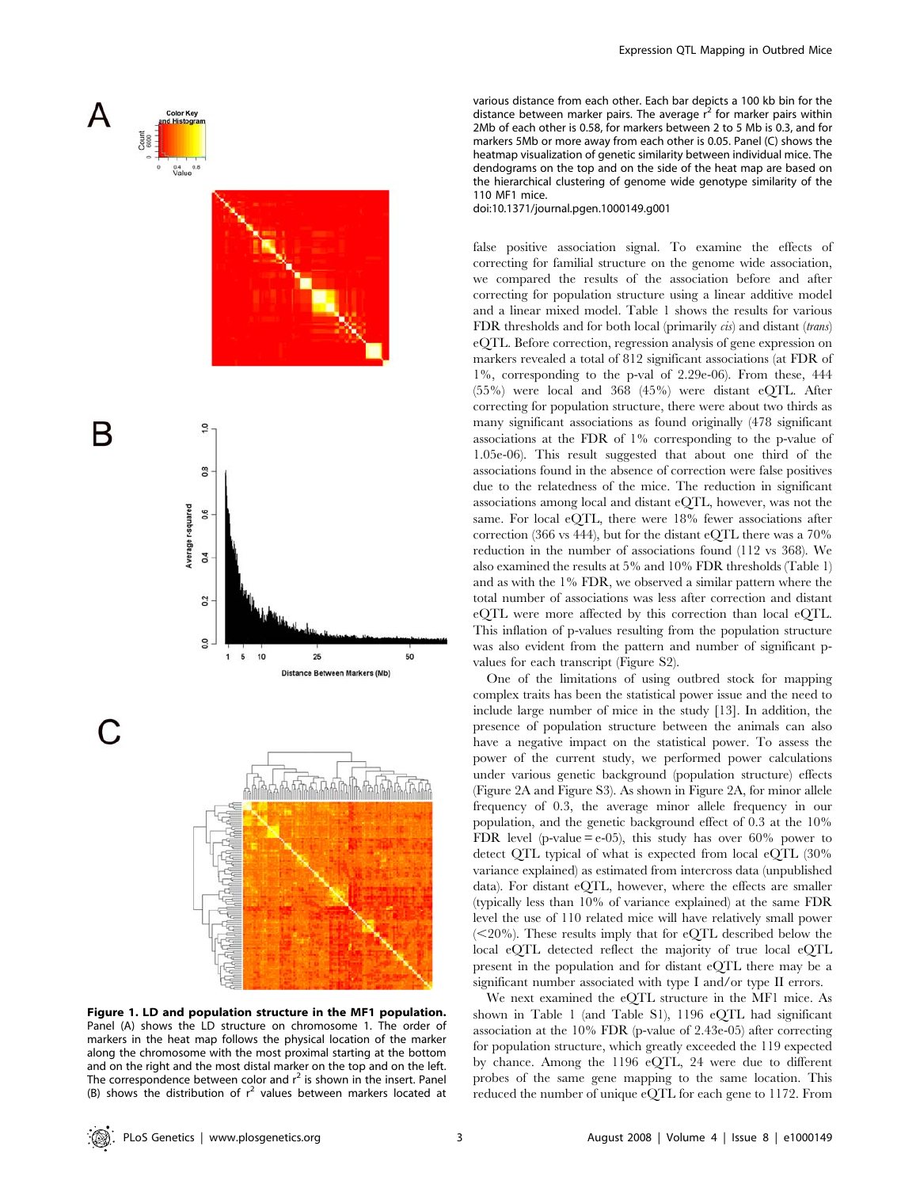**Figure 1. LD and population structure in the MF1 population.** Panel (A) shows the LD structure on chromosome 1. The order of markers in the heat map follows the physical location of the marker along the chromosome with the most proximal starting at the bottom and on the right and the most distal marker on the top and on the left. The correspondence between color and $r^2$ is shown in the insert. Panel (B) shows the distribution of $r^2$ values between markers located at various distance from each other. Each bar depicts a 100 kb bin for the distance between marker pairs. The average $r^2$ for marker pairs within 2Mb of each other is 0.58, for markers between 2 to 5 Mb is 0.3, and for markers 5Mb or more away from each other is 0.05. Panel (C) shows the heatmap visualization of genetic similarity between individual mice. The dendograms on the top and on the side of the heat map are based on the hierarchical clustering of genome wide genotype similarity of the 110 MF1 mice.
doi:10.1371/journal.pgen.1000149.g001

false positive association signal. To examine the effects of correcting for familial structure on the genome wide association, we compared the results of the association before and after correcting for population structure using a linear additive model and a linear mixed model. Table 1 shows the results for various FDR thresholds and for both local (primarily *cis*) and distant (*trans*) eQTL. Before correction, regression analysis of gene expression on markers revealed a total of 812 significant associations (at FDR of 1%, corresponding to the p-val of 2.29e-06). From these, 444 (55%) were local and 368 (45%) were distant eQTL. After correcting for population structure, there were about two thirds as many significant associations as found originally (478 significant associations at the FDR of 1% corresponding to the p-value of 1.05e-06). This result suggested that about one third of the associations found in the absence of correction were false positives due to the relatedness of the mice. The reduction in significant associations among local and distant eQTL, however, was not the same. For local eQTL, there were 18% fewer associations after correction (366 vs 444), but for the distant eQTL there was a 70% reduction in the number of associations found (112 vs 368). We also examined the results at 5% and 10% FDR thresholds (Table 1) and as with the 1% FDR, we observed a similar pattern where the total number of associations was less after correction and distant eQTL were more affected by this correction than local eQTL. This inflation of p-values resulting from the population structure was also evident from the pattern and number of significant p-values for each transcript (Figure S2).

One of the limitations of using outbred stock for mapping complex traits has been the statistical power issue and the need to include large number of mice in the study [13]. In addition, the presence of population structure between the animals can also have a negative impact on the statistical power. To assess the power of the current study, we performed power calculations under various genetic background (population structure) effects (Figure 2A and Figure S3). As shown in Figure 2A, for minor allele frequency of 0.3, the average minor allele frequency in our population, and the genetic background effect of 0.3 at the 10% FDR level (p-value = e-05), this study has over 60% power to detect QTL typical of what is expected from local eQTL (30% variance explained) as estimated from intercross data (unpublished data). For distant eQTL, however, where the effects are smaller (typically less than 10% of variance explained) at the same FDR level the use of 110 related mice will have relatively small power (<20%). These results imply that for eQTL described below the local eQTL detected reflect the majority of true local eQTL present in the population and for distant eQTL there may be a significant number associated with type I and/or type II errors.

We next examined the eQTL structure in the MF1 mice. As shown in Table 1 (and Table S1), 1196 eQTL had significant association at the 10% FDR (p-value of 2.43e-05) after correcting for population structure, which greatly exceeded the 119 expected by chance. Among the 1196 eQTL, 24 were due to different probes of the same gene mapping to the same location. This reduced the number of unique eQTL for each gene to 1172. From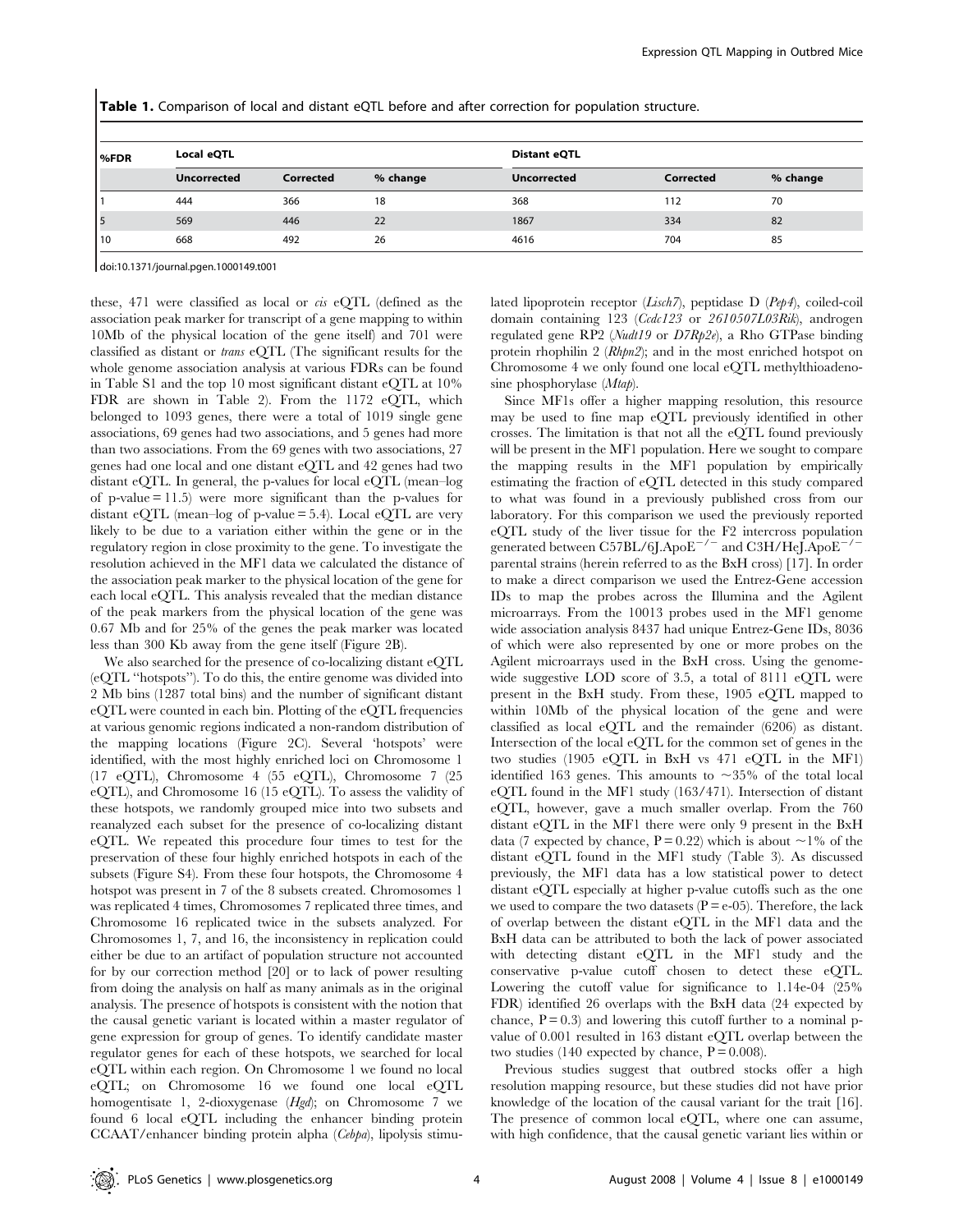**Table 1.** Comparison of local and distant eQTL before and after correction for population structure.

| %FDR | Local eQTL | | | Distant eQTL | | |
|---|---|---|---|---|---|---|
| | Uncorrected | Corrected | % change | Uncorrected | Corrected | % change |
| 1 | 444 | 366 | 18 | 368 | 112 | 70 |
| 5 | 569 | 446 | 22 | 1867 | 334 | 82 |
| 10 | 668 | 492 | 26 | 4616 | 704 | 85 |

doi:10.1371/journal.pgen.1000149.t001

these, 471 were classified as local or *cis* eQTL (defined as the association peak marker for transcript of a gene mapping to within 10Mb of the physical location of the gene itself) and 701 were classified as distant or *trans* eQTL (The significant results for the whole genome association analysis at various FDRs can be found in Table S1 and the top 10 most significant distant eQTL at 10% FDR are shown in Table 2). From the 1172 eQTL, which belonged to 1093 genes, there were a total of 1019 single gene associations, 69 genes had two associations, and 5 genes had more than two associations. From the 69 genes with two associations, 27 genes had one local and one distant eQTL and 42 genes had two distant eQTL. In general, the p-values for local eQTL (mean–log of p-value = 11.5) were more significant than the p-values for distant eQTL (mean–log of p-value = 5.4). Local eQTL are very likely to be due to a variation either within the gene or in the regulatory region in close proximity to the gene. To investigate the resolution achieved in the MF1 data we calculated the distance of the association peak marker to the physical location of the gene for each local eQTL. This analysis revealed that the median distance of the peak markers from the physical location of the gene was 0.67 Mb and for 25% of the genes the peak marker was located less than 300 Kb away from the gene itself (Figure 2B).

We also searched for the presence of co-localizing distant eQTL (eQTL "hotspots"). To do this, the entire genome was divided into 2 Mb bins (1287 total bins) and the number of significant distant eQTL were counted in each bin. Plotting of the eQTL frequencies at various genomic regions indicated a non-random distribution of the mapping locations (Figure 2C). Several 'hotspots' were identified, with the most highly enriched loci on Chromosome 1 (17 eQTL), Chromosome 4 (55 eQTL), Chromosome 7 (25 eQTL), and Chromosome 16 (15 eQTL). To assess the validity of these hotspots, we randomly grouped mice into two subsets and reanalyzed each subset for the presence of co-localizing distant eQTL. We repeated this procedure four times to test for the preservation of these four highly enriched hotspots in each of the subsets (Figure S4). From these four hotspots, the Chromosome 4 hotspot was present in 7 of the 8 subsets created. Chromosomes 1 was replicated 4 times, Chromosomes 7 replicated three times, and Chromosome 16 replicated twice in the subsets analyzed. For Chromosomes 1, 7, and 16, the inconsistency in replication could either be due to an artifact of population structure not accounted for by our correction method [20] or to lack of power resulting from doing the analysis on half as many animals as in the original analysis. The presence of hotspots is consistent with the notion that the causal genetic variant is located within a master regulator of gene expression for group of genes. To identify candidate master regulator genes for each of these hotspots, we searched for local eQTL within each region. On Chromosome 1 we found no local eQTL; on Chromosome 16 we found one local eQTL homogentisate 1, 2-dioxygenase (*Hgd*); on Chromosome 7 we found 6 local eQTL including the enhancer binding protein CCAAT/enhancer binding protein alpha (*Cebpa*), lipolysis stimulated lipoprotein receptor (*Lisch7*), peptidase D (*Pep4*), coiled-coil domain containing 123 (*Ccdc123* or *2610507L03Rik*), androgen regulated gene RP2 (*Nudt19* or *D7Rp2e*), a Rho GTPase binding protein rhophilin 2 (*Rhpn2*); and in the most enriched hotspot on Chromosome 4 we only found one local eQTL methylthioadenosine phosphorylase (*Mtap*).

Since MF1s offer a higher mapping resolution, this resource may be used to fine map eQTL previously identified in other crosses. The limitation is that not all the eQTL found previously will be present in the MF1 population. Here we sought to compare the mapping results in the MF1 population by empirically estimating the fraction of eQTL detected in this study compared to what was found in a previously published cross from our laboratory. For this comparison we used the previously reported eQTL study of the liver tissue for the F2 intercross population generated between C57BL/6J.ApoE$^{-/-}$ and C3H/HeJ.ApoE$^{-/-}$ parental strains (herein referred to as the BxH cross) [17]. In order to make a direct comparison we used the Entrez-Gene accession IDs to map the probes across the Illumina and the Agilent microarrays. From the 10013 probes used in the MF1 genome wide association analysis 8437 had unique Entrez-Gene IDs, 8036 of which were also represented by one or more probes on the Agilent microarrays used in the BxH cross. Using the genome-wide suggestive LOD score of 3.5, a total of 8111 eQTL were present in the BxH study. From these, 1905 eQTL mapped to within 10Mb of the physical location of the gene and were classified as local eQTL and the remainder (6206) as distant. Intersection of the local eQTL for the common set of genes in the two studies (1905 eQTL in BxH vs 471 eQTL in the MF1) identified 163 genes. This amounts to ~35% of the total local eQTL found in the MF1 study (163/471). Intersection of distant eQTL, however, gave a much smaller overlap. From the 760 distant eQTL in the MF1 there were only 9 present in the BxH data (7 expected by chance, $P = 0.22$) which is about ~1% of the distant eQTL found in the MF1 study (Table 3). As discussed previously, the MF1 data has a low statistical power to detect distant eQTL especially at higher p-value cutoffs such as the one we used to compare the two datasets ($P = e\text{-}05$). Therefore, the lack of overlap between the distant eQTL in the MF1 data and the BxH data can be attributed to both the lack of power associated with detecting distant eQTL in the MF1 study and the conservative p-value cutoff chosen to detect these eQTL. Lowering the cutoff value for significance to 1.14e-04 (25% FDR) identified 26 overlaps with the BxH data (24 expected by chance, $P = 0.3$) and lowering this cutoff further to a nominal p-value of 0.001 resulted in 163 distant eQTL overlap between the two studies (140 expected by chance, $P = 0.008$).

Previous studies suggest that outbred stocks offer a high resolution mapping resource, but these studies did not have prior knowledge of the location of the causal variant for the trait [16]. The presence of common local eQTL, where one can assume, with high confidence, that the causal genetic variant lies within or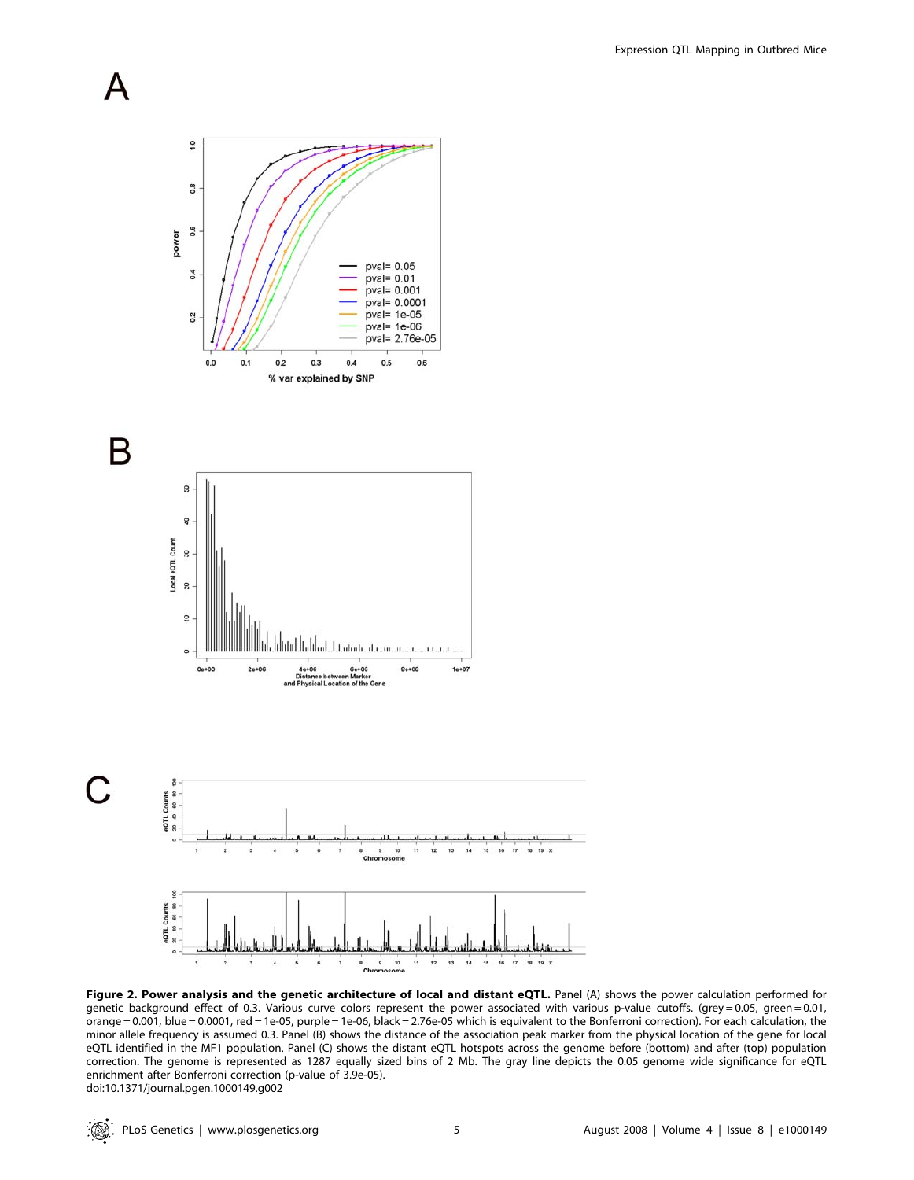**Figure 2. Power analysis and the genetic architecture of local and distant eQTL.** Panel (A) shows the power calculation performed for genetic background effect of 0.3. Various curve colors represent the power associated with various p-value cutoffs. (grey = 0.05, green = 0.01, orange = 0.001, blue = 0.0001, red = 1e-05, purple = 1e-06, black = 2.76e-05 which is equivalent to the Bonferroni correction). For each calculation, the minor allele frequency is assumed 0.3. Panel (B) shows the distance of the association peak marker from the physical location of the gene for local eQTL identified in the MF1 population. Panel (C) shows the distant eQTL hotspots across the genome before (bottom) and after (top) population correction. The genome is represented as 1287 equally sized bins of 2 Mb. The gray line depicts the 0.05 genome wide significance for eQTL enrichment after Bonferroni correction (p-value of 3.9e-05).

doi:10.1371/journal.pgen.1000149.g002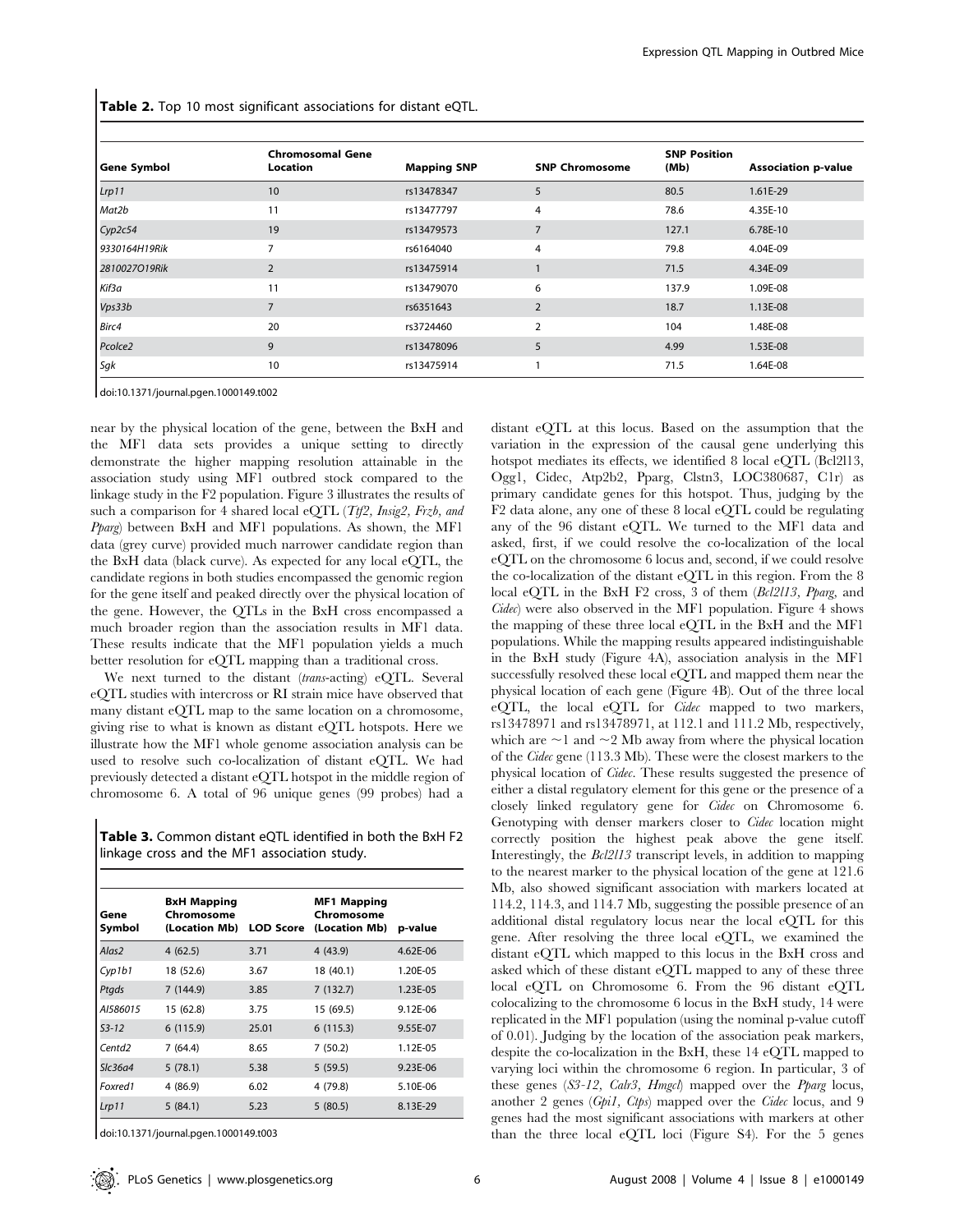**Table 2.** Top 10 most significant associations for distant eQTL.

| Gene Symbol | Chromosomal Gene Location | Mapping SNP | SNP Chromosome | SNP Position (Mb) | Association p-value |
|---|---|---|---|---|---|
| *Lrp11* | 10 | rs13478347 | 5 | 80.5 | 1.61E-29 |
| *Mat2b* | 11 | rs13477797 | 4 | 78.6 | 4.35E-10 |
| *Cyp2c54* | 19 | rs13479573 | 7 | 127.1 | 6.78E-10 |
| *9330164H19Rik* | 7 | rs6164040 | 4 | 79.8 | 4.04E-09 |
| *2810027O19Rik* | 2 | rs13475914 | 1 | 71.5 | 4.34E-09 |
| *Kif3a* | 11 | rs13479070 | 6 | 137.9 | 1.09E-08 |
| *Vps33b* | 7 | rs6351643 | 2 | 18.7 | 1.13E-08 |
| *Birc4* | 20 | rs3724460 | 2 | 104 | 1.48E-08 |
| *Pcolce2* | 9 | rs13478096 | 5 | 4.99 | 1.53E-08 |
| *Sgk* | 10 | rs13475914 | 1 | 71.5 | 1.64E-08 |

doi:10.1371/journal.pgen.1000149.t002

near by the physical location of the gene, between the BxH and the MF1 data sets provides a unique setting to directly demonstrate the higher mapping resolution attainable in the association study using MF1 outbred stock compared to the linkage study in the F2 population. Figure 3 illustrates the results of such a comparison for 4 shared local eQTL (*Tif2, Insig2, Frzb, and Pparg*) between BxH and MF1 populations. As shown, the MF1 data (grey curve) provided much narrower candidate region than the BxH data (black curve). As expected for any local eQTL, the candidate regions in both studies encompassed the genomic region for the gene itself and peaked directly over the physical location of the gene. However, the QTLs in the BxH cross encompassed a much broader region than the association results in MF1 data. These results indicate that the MF1 population yields a much better resolution for eQTL mapping than a traditional cross.

We next turned to the distant (*trans*-acting) eQTL. Several eQTL studies with intercross or RI strain mice have observed that many distant eQTL map to the same location on a chromosome, giving rise to what is known as distant eQTL hotspots. Here we illustrate how the MF1 whole genome association analysis can be used to resolve such co-localization of distant eQTL. We had previously detected a distant eQTL hotspot in the middle region of chromosome 6. A total of 96 unique genes (99 probes) had a distant eQTL at this locus. Based on the assumption that the variation in the expression of the causal gene underlying this hotspot mediates its effects, we identified 8 local eQTL (Bcl2l13, Ogg1, Cidec, Atp2b2, Pparg, Clstn3, LOC380687, C1r) as primary candidate genes for this hotspot. Thus, judging by the F2 data alone, any one of these 8 local eQTL could be regulating any of the 96 distant eQTL. We turned to the MF1 data and asked, first, if we could resolve the co-localization of the local eQTL on the chromosome 6 locus and, second, if we could resolve the co-localization of the distant eQTL in this region. From the 8 local eQTL in the BxH F2 cross, 3 of them (*Bcl2l13, Pparg,* and *Cidec*) were also observed in the MF1 population. Figure 4 shows the mapping of these three local eQTL in the BxH and the MF1 populations. While the mapping results appeared indistinguishable in the BxH study (Figure 4A), association analysis in the MF1 successfully resolved these local eQTL and mapped them near the physical location of each gene (Figure 4B). Out of the three local eQTL, the local eQTL for *Cidec* mapped to two markers, rs13478971 and rs13478971, at 112.1 and 111.2 Mb, respectively, which are ~1 and ~2 Mb away from where the physical location of the *Cidec* gene (113.3 Mb). These were the closest markers to the physical location of *Cidec*. These results suggested the presence of either a distal regulatory element for this gene or the presence of a closely linked regulatory gene for *Cidec* on Chromosome 6. Genotyping with denser markers closer to *Cidec* location might correctly position the highest peak above the gene itself. Interestingly, the *Bcl2l13* transcript levels, in addition to mapping to the nearest marker to the physical location of the gene at 121.6 Mb, also showed significant association with markers located at 114.2, 114.3, and 114.7 Mb, suggesting the possible presence of an additional distal regulatory locus near the local eQTL for this gene. After resolving the three local eQTL, we examined the distant eQTL which mapped to this locus in the BxH cross and asked which of these distant eQTL mapped to any of these three local eQTL on Chromosome 6. From the 96 distant eQTL colocalizing to the chromosome 6 locus in the BxH study, 14 were replicated in the MF1 population (using the nominal p-value cutoff of 0.01). Judging by the location of the association peak markers, despite the co-localization in the BxH, these 14 eQTL mapped to varying loci within the chromosome 6 region. In particular, 3 of these genes (*S3-12, Calr3, Hmgcl*) mapped over the *Pparg* locus, another 2 genes (*Gpi1, Ctps*) mapped over the *Cidec* locus, and 9 genes had the most significant associations with markers at other than the three local eQTL loci (Figure S4). For the 5 genes

**Table 3.** Common distant eQTL identified in both the BxH F2 linkage cross and the MF1 association study.

| Gene Symbol | BxH Mapping Chromosome (Location Mb) | LOD Score | MF1 Mapping Chromosome (Location Mb) | p-value |
|---|---|---|---|---|
| *Alas2* | 4 (62.5) | 3.71 | 4 (43.9) | 4.62E-06 |
| *Cyp1b1* | 18 (52.6) | 3.67 | 18 (40.1) | 1.20E-05 |
| *Ptgds* | 7 (144.9) | 3.85 | 7 (132.7) | 1.23E-05 |
| *AI586015* | 15 (62.8) | 3.75 | 15 (69.5) | 9.12E-06 |
| *S3-12* | 6 (115.9) | 25.01 | 6 (115.3) | 9.55E-07 |
| *Centd2* | 7 (64.4) | 8.65 | 7 (50.2) | 1.12E-05 |
| *Slc36a4* | 5 (78.1) | 5.38 | 5 (59.5) | 9.23E-06 |
| *Foxred1* | 4 (86.9) | 6.02 | 4 (79.8) | 5.10E-06 |
| *Lrp11* | 5 (84.1) | 5.23 | 5 (80.5) | 8.13E-29 |

doi:10.1371/journal.pgen.1000149.t003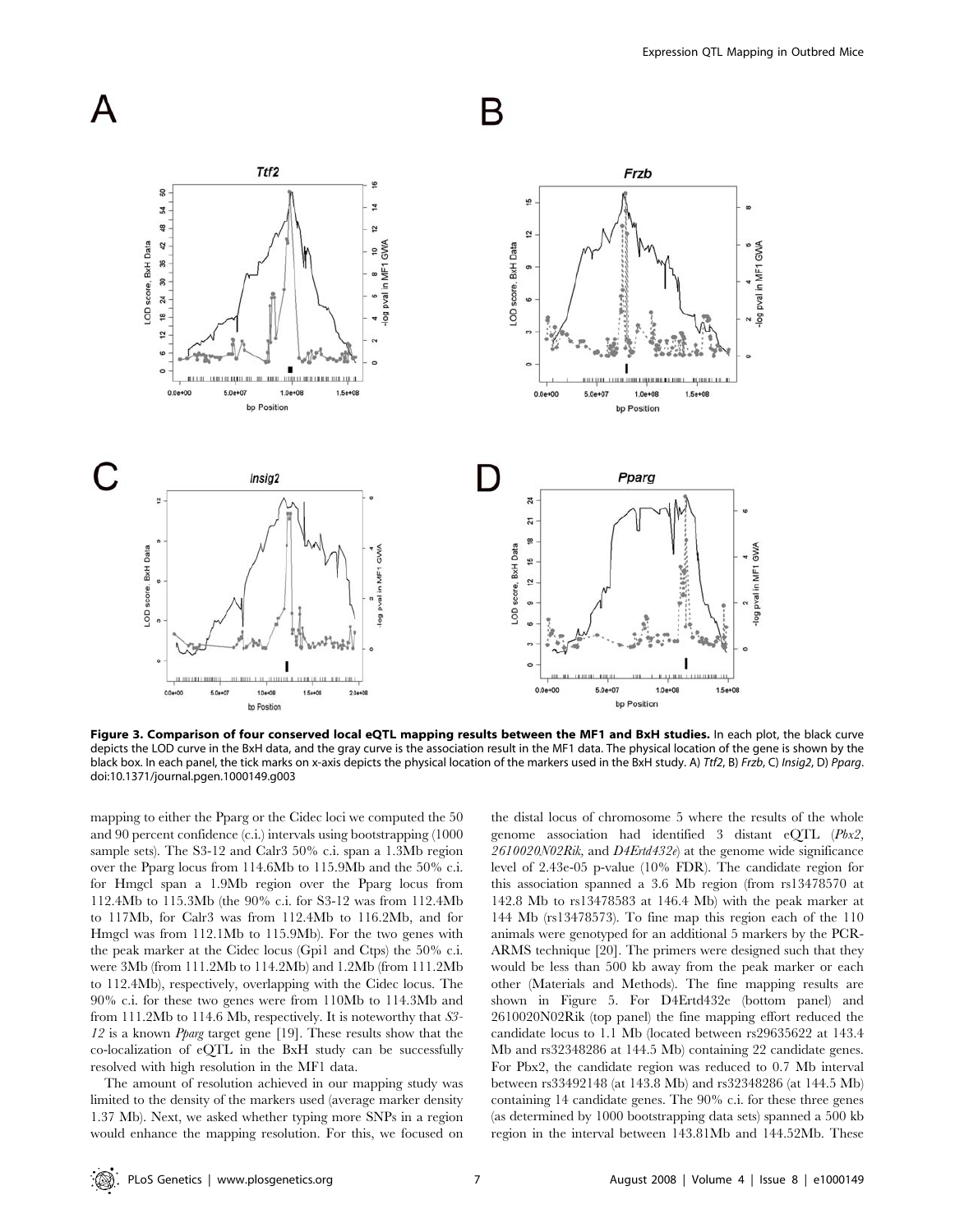**Figure 3. Comparison of four conserved local eQTL mapping results between the MF1 and BxH studies.** In each plot, the black curve depicts the LOD curve in the BxH data, and the gray curve is the association result in the MF1 data. The physical location of the gene is shown by the black box. In each panel, the tick marks on x-axis depicts the physical location of the markers used in the BxH study. A) *Ttf2*, B) *Frzb*, C) *Insig2*, D) *Pparg*.
doi:10.1371/journal.pgen.1000149.g003

mapping to either the Pparg or the Cidec loci we computed the 50 and 90 percent confidence (c.i.) intervals using bootstrapping (1000 sample sets). The S3-12 and Calr3 50% c.i. span a 1.3Mb region over the Pparg locus from 114.6Mb to 115.9Mb and the 50% c.i. for Hmgcl span a 1.9Mb region over the Pparg locus from 112.4Mb to 115.3Mb (the 90% c.i. for S3-12 was from 112.4Mb to 117Mb, for Calr3 was from 112.4Mb to 116.2Mb, and for Hmgcl was from 112.1Mb to 115.9Mb). For the two genes with the peak marker at the Cidec locus (Gpi1 and Ctps) the 50% c.i. were 3Mb (from 111.2Mb to 114.2Mb) and 1.2Mb (from 111.2Mb to 112.4Mb), respectively, overlapping with the Cidec locus. The 90% c.i. for these two genes were from 110Mb to 114.3Mb and from 111.2Mb to 114.6 Mb, respectively. It is noteworthy that *S3-12* is a known *Pparg* target gene [19]. These results show that the co-localization of eQTL in the BxH study can be successfully resolved with high resolution in the MF1 data.

The amount of resolution achieved in our mapping study was limited to the density of the markers used (average marker density 1.37 Mb). Next, we asked whether typing more SNPs in a region would enhance the mapping resolution. For this, we focused on the distal locus of chromosome 5 where the results of the whole genome association had identified 3 distant eQTL (*Pbx2*, *2610020N02Rik*, and *D4Ertd432e*) at the genome wide significance level of 2.43e-05 p-value (10% FDR). The candidate region for this association spanned a 3.6 Mb region (from rs13478570 at 142.8 Mb to rs13478583 at 146.4 Mb) with the peak marker at 144 Mb (rs13478573). To fine map this region each of the 110 animals were genotyped for an additional 5 markers by the PCR-ARMS technique [20]. The primers were designed such that they would be less than 500 kb away from the peak marker or each other (Materials and Methods). The fine mapping results are shown in Figure 5. For D4Ertd432e (bottom panel) and 2610020N02Rik (top panel) the fine mapping effort reduced the candidate locus to 1.1 Mb (located between rs29635622 at 143.4 Mb and rs32348286 at 144.5 Mb) containing 22 candidate genes. For Pbx2, the candidate region was reduced to 0.7 Mb interval between rs33492148 (at 143.8 Mb) and rs32348286 (at 144.5 Mb) containing 14 candidate genes. The 90% c.i. for these three genes (as determined by 1000 bootstrapping data sets) spanned a 500 kb region in the interval between 143.81Mb and 144.52Mb. These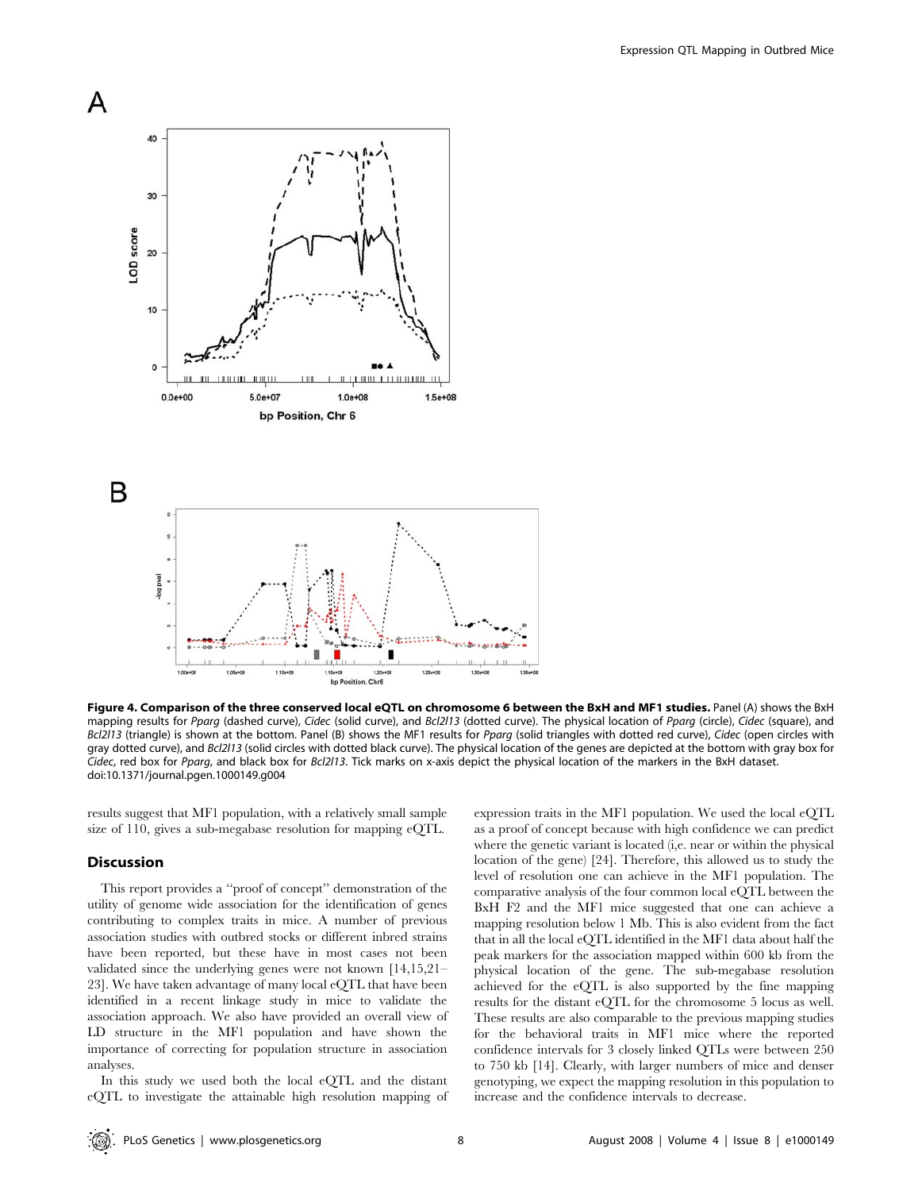**Figure 4. Comparison of the three conserved local eQTL on chromosome 6 between the BxH and MF1 studies.** Panel (A) shows the BxH mapping results for *Pparg* (dashed curve), *Cidec* (solid curve), and *Bcl2l13* (dotted curve). The physical location of *Pparg* (circle), *Cidec* (square), and *Bcl2l13* (triangle) is shown at the bottom. Panel (B) shows the MF1 results for *Pparg* (solid triangles with dotted red curve), *Cidec* (open circles with gray dotted curve), and *Bcl2l13* (solid circles with dotted black curve). The physical location of the genes are depicted at the bottom with gray box for *Cidec*, red box for *Pparg*, and black box for *Bcl2l13*. Tick marks on x-axis depict the physical location of the markers in the BxH dataset.
doi:10.1371/journal.pgen.1000149.g004

results suggest that MF1 population, with a relatively small sample size of 110, gives a sub-megabase resolution for mapping eQTL.

## Discussion

This report provides a "proof of concept" demonstration of the utility of genome wide association for the identification of genes contributing to complex traits in mice. A number of previous association studies with outbred stocks or different inbred strains have been reported, but these have in most cases not been validated since the underlying genes were not known [14,15,21–23]. We have taken advantage of many local eQTL that have been identified in a recent linkage study in mice to validate the association approach. We also have provided an overall view of LD structure in the MF1 population and have shown the importance of correcting for population structure in association analyses.

In this study we used both the local eQTL and the distant eQTL to investigate the attainable high resolution mapping of expression traits in the MF1 population. We used the local eQTL as a proof of concept because with high confidence we can predict where the genetic variant is located (i,e. near or within the physical location of the gene) [24]. Therefore, this allowed us to study the level of resolution one can achieve in the MF1 population. The comparative analysis of the four common local eQTL between the BxH F2 and the MF1 mice suggested that one can achieve a mapping resolution below 1 Mb. This is also evident from the fact that in all the local eQTL identified in the MF1 data about half the peak markers for the association mapped within 600 kb from the physical location of the gene. The sub-megabase resolution achieved for the eQTL is also supported by the fine mapping results for the distant eQTL for the chromosome 5 locus as well. These results are also comparable to the previous mapping studies for the behavioral traits in MF1 mice where the reported confidence intervals for 3 closely linked QTLs were between 250 to 750 kb [14]. Clearly, with larger numbers of mice and denser genotyping, we expect the mapping resolution in this population to increase and the confidence intervals to decrease.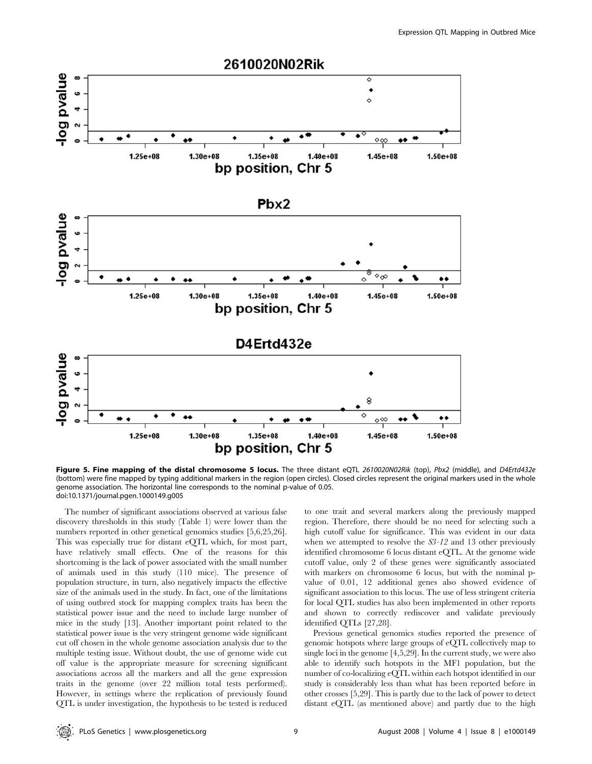**Figure 5. Fine mapping of the distal chromosome 5 locus.** The three distant eQTL *2610020N02Rik* (top), *Pbx2* (middle), and *D4Ertd432e* (bottom) were fine mapped by typing additional markers in the region (open circles). Closed circles represent the original markers used in the whole genome association. The horizontal line corresponds to the nominal p-value of 0.05.
doi:10.1371/journal.pgen.1000149.g005

The number of significant associations observed at various false discovery thresholds in this study (Table 1) were lower than the numbers reported in other genetical genomics studies [5,6,25,26]. This was especially true for distant eQTL which, for most part, have relatively small effects. One of the reasons for this shortcoming is the lack of power associated with the small number of animals used in this study (110 mice). The presence of population structure, in turn, also negatively impacts the effective size of the animals used in the study. In fact, one of the limitations of using outbred stock for mapping complex traits has been the statistical power issue and the need to include large number of mice in the study [13]. Another important point related to the statistical power issue is the very stringent genome wide significant cut off chosen in the whole genome association analysis due to the multiple testing issue. Without doubt, the use of genome wide cut off value is the appropriate measure for screening significant associations across all the markers and all the gene expression traits in the genome (over 22 million total tests performed). However, in settings where the replication of previously found QTL is under investigation, the hypothesis to be tested is reduced to one trait and several markers along the previously mapped region. Therefore, there should be no need for selecting such a high cutoff value for significance. This was evident in our data when we attempted to resolve the *S3-12* and 13 other previously identified chromosome 6 locus distant eQTL. At the genome wide cutoff value, only 2 of these genes were significantly associated with markers on chromosome 6 locus, but with the nominal p-value of 0.01, 12 additional genes also showed evidence of significant association to this locus. The use of less stringent criteria for local QTL studies has also been implemented in other reports and shown to correctly rediscover and validate previously identified QTLs [27,28].

Previous genetical genomics studies reported the presence of genomic hotspots where large groups of eQTL collectively map to single loci in the genome [4,5,29]. In the current study, we were also able to identify such hotspots in the MF1 population, but the number of co-localizing eQTL within each hotspot identified in our study is considerably less than what has been reported before in other crosses [5,29]. This is partly due to the lack of power to detect distant eQTL (as mentioned above) and partly due to the high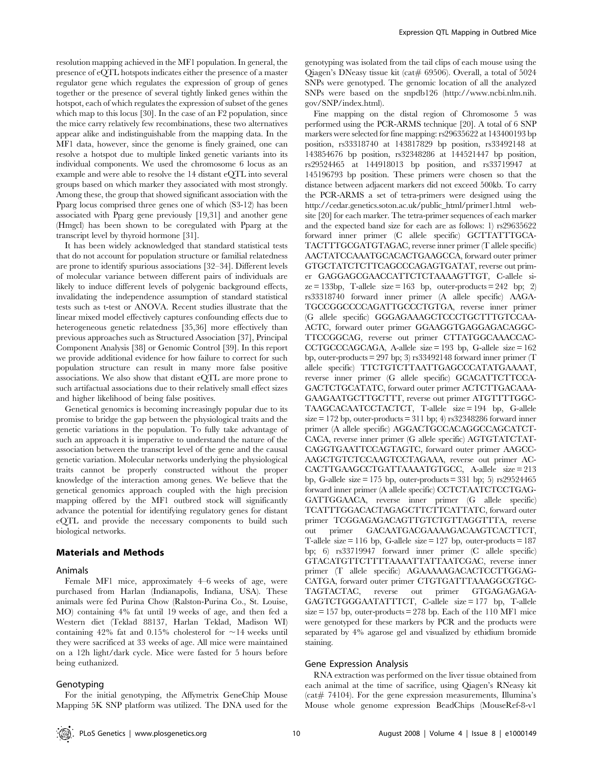resolution mapping achieved in the MF1 population. In general, the presence of eQTL hotspots indicates either the presence of a master regulator gene which regulates the expression of group of genes together or the presence of several tightly linked genes within the hotspot, each of which regulates the expression of subset of the genes which map to this locus [30]. In the case of an F2 population, since the mice carry relatively few recombinations, these two alternatives appear alike and indistinguishable from the mapping data. In the MF1 data, however, since the genome is finely grained, one can resolve a hotspot due to multiple linked genetic variants into its individual components. We used the chromosome 6 locus as an example and were able to resolve the 14 distant eQTL into several groups based on which marker they associated with most strongly. Among these, the group that showed significant association with the Pparg locus comprised three genes one of which (S3-12) has been associated with Pparg gene previously [19,31] and another gene (Hmgcl) has been shown to be coregulated with Pparg at the transcript level by thyroid hormone [31].

It has been widely acknowledged that standard statistical tests that do not account for population structure or familial relatedness are prone to identify spurious associations [32–34]. Different levels of molecular variance between different pairs of individuals are likely to induce different levels of polygenic background effects, invalidating the independence assumption of standard statistical tests such as t-test or ANOVA. Recent studies illustrate that the linear mixed model effectively captures confounding effects due to heterogeneous genetic relatedness [35,36] more effectively than previous approaches such as Structured Association [37], Principal Component Analysis [38] or Genomic Control [39]. In this report we provide additional evidence for how failure to correct for such population structure can result in many more false positive associations. We also show that distant eQTL are more prone to such artifactual associations due to their relatively small effect sizes and higher likelihood of being false positives.

Genetical genomics is becoming increasingly popular due to its promise to bridge the gap between the physiological traits and the genetic variations in the population. To fully take advantage of such an approach it is imperative to understand the nature of the association between the transcript level of the gene and the causal genetic variation. Molecular networks underlying the physiological traits cannot be properly constructed without the proper knowledge of the interaction among genes. We believe that the genetical genomics approach coupled with the high precision mapping offered by the MF1 outbred stock will significantly advance the potential for identifying regulatory genes for distant eQTL and provide the necessary components to build such biological networks.

## Materials and Methods

### Animals

Female MF1 mice, approximately 4–6 weeks of age, were purchased from Harlan (Indianapolis, Indiana, USA). These animals were fed Purina Chow (Ralston-Purina Co., St. Louise, MO) containing 4% fat until 19 weeks of age, and then fed a Western diet (Teklad 88137, Harlan Teklad, Madison WI) containing 42% fat and 0.15% cholesterol for ~14 weeks until they were sacrificed at 33 weeks of age. All mice were maintained on a 12h light/dark cycle. Mice were fasted for 5 hours before being euthanized.

### Genotyping

For the initial genotyping, the Affymetrix GeneChip Mouse Mapping 5K SNP platform was utilized. The DNA used for the genotyping was isolated from the tail clips of each mouse using the Qiagen's DNeasy tissue kit (cat# 69506). Overall, a total of 5024 SNPs were genotyped. The genomic location of all the analyzed SNPs were based on the snpdb126 (http://www.ncbi.nlm.nih.gov/SNP/index.html).

Fine mapping on the distal region of Chromosome 5 was performed using the PCR-ARMS technique [20]. A total of 6 SNP markers were selected for fine mapping: rs29635622 at 143400193 bp position, rs33318740 at 143817829 bp position, rs33492148 at 143854676 bp position, rs32348286 at 144521447 bp position, rs29524465 at 144918013 bp position, and rs33719947 at 145196793 bp position. These primers were chosen so that the distance between adjacent markers did not exceed 500kb. To carry the PCR-ARMS a set of tetra-primers were designed using the http://cedar.genetics.soton.ac.uk/public_html/primer1.html website [20] for each marker. The tetra-primer sequences of each marker and the expected band size for each are as follows: 1) rs29635622 forward inner primer (C allele specific) GCTTATTTGCATACTTTGCGATGTAGAC, reverse inner primer (T allele specific) AACTATCCAAATGCACACTGAAGCCA, forward outer primer GTGCTATCTCTTCAGCCCAGAGTGATAT, reverse out primer GAGGAGCGAACCATTCTCTAAAAGTTGT, C-allele size = 133bp, T-allele size = 163 bp, outer-products = 242 bp; 2) rs33318740 forward inner primer (A allele specific) AAGATGCCGGCCCCAGATTGCCCTGTGA, reverse inner primer (G allele specific) GGGAGAAAGCTCCCTGCTTTGTCCAAACTC, forward outer primer GGAAGGTGAGGAGACAGGCTTCCGGCAG, reverse out primer CTTATGGCAAACCACCCTGCCCAGCAGA, A-allele size = 193 bp, G-allele size = 162 bp, outer-products = 297 bp; 3) rs33492148 forward inner primer (T allele specific) TTCTGTCTTAATTGAGCCCATATGAAAAT, reverse inner primer (G allele specific) GCACATTCTTCCAGACTCTGCATATC, forward outer primer ACTCTTGACAAAGAAGAATGCTTGCTTT, reverse out primer ATGTTTTGGCTAAGCACAATCCTACTCT, T-allele size = 194 bp, G-allele size = 172 bp, outer-products = 311 bp; 4) rs32348286 forward inner primer (A allele specific) AGGACTGCCACAGGCCAGCATCTCACA, reverse inner primer (G allele specific) AGTGTATCTATCAGGTGAATTCCAGTAGTC, forward outer primer AAGCCAAGCTGTCTCCAAGTCCTAGAAA, reverse out primer ACCACTTGAAGCCTGATTAAAATGTGCC, A-allele size = 213 bp, G-allele size = 175 bp, outer-products = 331 bp; 5) rs29524465 forward inner primer (A allele specific) CCTCTAATCTCCTGAGGATTGGAACA, reverse inner primer (G allele specific) TCATTTGGACACTAGAGCTTCTTCATTATC, forward outer primer TCGGAGAGACAGTTGTCTGTTAGGTTTA, reverse out primer GACAATGACGAAAAGACAAGTCACTTCT, T-allele size = 116 bp, G-allele size = 127 bp, outer-products = 187 bp; 6) rs33719947 forward inner primer (C allele specific) GTACATGTTCTTTTAAAATTATTAATCGAC, reverse inner primer (T allele specific) AGAAAAAGACACTCCTTGGAGCATGA, forward outer primer CTGTGATTTAAAGGCGTGCTAGTACTAC, reverse out primer GTGAGAGAGAGAGTCTGGGAATATTTCT, C-allele size = 177 bp, T-allele size = 157 bp, outer-products = 278 bp. Each of the 110 MF1 mice were genotyped for these markers by PCR and the products were separated by 4% agarose gel and visualized by ethidium bromide staining.

### Gene Expression Analysis

RNA extraction was performed on the liver tissue obtained from each animal at the time of sacrifice, using Qiagen's RNeasy kit (cat# 74104). For the gene expression measurements, Illumina's Mouse whole genome expression BeadChips (MouseRef-8-v1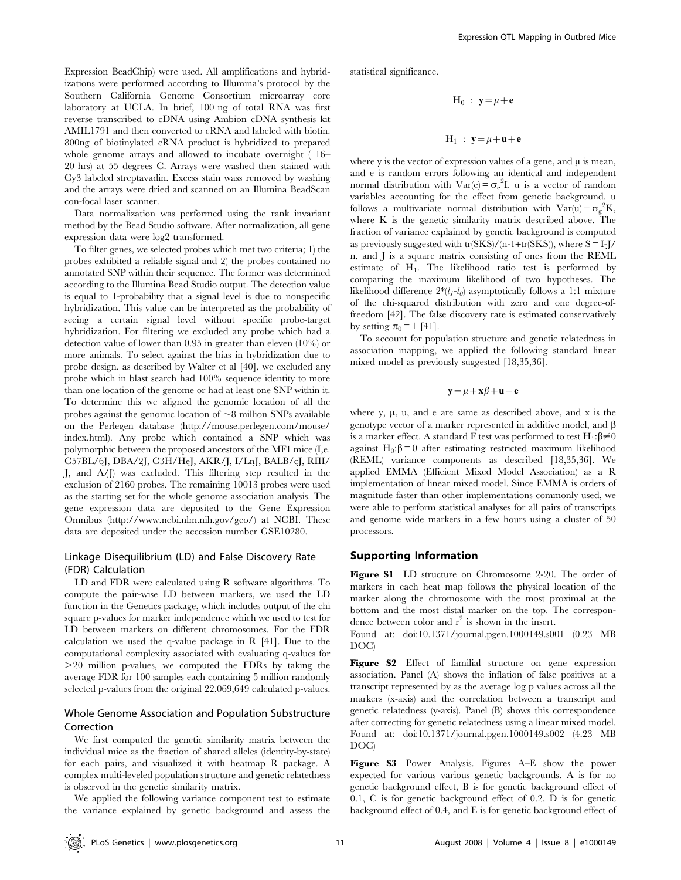Expression BeadChip) were used. All amplifications and hybridizations were performed according to Illumina's protocol by the Southern California Genome Consortium microarray core laboratory at UCLA. In brief, 100 ng of total RNA was first reverse transcribed to cDNA using Ambion cDNA synthesis kit AMIL1791 and then converted to cRNA and labeled with biotin. 800ng of biotinylated cRNA product is hybridized to prepared whole genome arrays and allowed to incubate overnight ( 16–20 hrs) at 55 degrees C. Arrays were washed then stained with Cy3 labeled streptavadin. Excess stain wass removed by washing and the arrays were dried and scanned on an Illumina BeadScan con-focal laser scanner.

Data normalization was performed using the rank invariant method by the Bead Studio software. After normalization, all gene expression data were log2 transformed.

To filter genes, we selected probes which met two criteria; 1) the probes exhibited a reliable signal and 2) the probes contained no annotated SNP within their sequence. The former was determined according to the Illumina Bead Studio output. The detection value is equal to 1-probability that a signal level is due to nonspecific hybridization. This value can be interpreted as the probability of seeing a certain signal level without specific probe-target hybridization. For filtering we excluded any probe which had a detection value of lower than 0.95 in greater than eleven (10%) or more animals. To select against the bias in hybridization due to probe design, as described by Walter et al [40], we excluded any probe which in blast search had 100% sequence identity to more than one location of the genome or had at least one SNP within it. To determine this we aligned the genomic location of all the probes against the genomic location of ~8 million SNPs available on the Perlegen database (http://mouse.perlegen.com/mouse/index.html). Any probe which contained a SNP which was polymorphic between the proposed ancestors of the MF1 mice (I,e. C57BL/6J, DBA/2J, C3H/HeJ, AKR/J, I/LnJ, BALB/cJ, RIII/J, and A/J) was excluded. This filtering step resulted in the exclusion of 2160 probes. The remaining 10013 probes were used as the starting set for the whole genome association analysis. The gene expression data are deposited to the Gene Expression Omnibus (http://www.ncbi.nlm.nih.gov/geo/) at NCBI. These data are deposited under the accession number GSE10280.

## Linkage Disequilibrium (LD) and False Discovery Rate (FDR) Calculation

LD and FDR were calculated using R software algorithms. To compute the pair-wise LD between markers, we used the LD function in the Genetics package, which includes output of the chi square p-values for marker independence which we used to test for LD between markers on different chromosomes. For the FDR calculation we used the q-value package in R [41]. Due to the computational complexity associated with evaluating q-values for >20 million p-values, we computed the FDRs by taking the average FDR for 100 samples each containing 5 million randomly selected p-values from the original 22,069,649 calculated p-values.

## Whole Genome Association and Population Substructure Correction

We first computed the genetic similarity matrix between the individual mice as the fraction of shared alleles (identity-by-state) for each pairs, and visualized it with heatmap R package. A complex multi-leveled population structure and genetic relatedness is observed in the genetic similarity matrix.

We applied the following variance component test to estimate the variance explained by genetic background and assess the statistical significance.

$$H_0 \; : \; \mathbf{y} = \mu + \mathbf{e}$$

$$H_1 \; : \; \mathbf{y} = \mu + \mathbf{u} + \mathbf{e}$$

where y is the vector of expression values of a gene, and μ is mean, and e is random errors following an identical and independent normal distribution with $\mathrm{Var}(e) = \sigma_e^2 I$. u is a vector of random variables accounting for the effect from genetic background. u follows a multivariate normal distribution with $\mathrm{Var}(u) = \sigma_g^2 K$, where K is the genetic similarity matrix described above. The fraction of variance explained by genetic background is computed as previously suggested with tr(SKS)/(n-1+tr(SKS)), where S = I-J/n, and J is a square matrix consisting of ones from the REML estimate of $H_1$. The likelihood ratio test is performed by comparing the maximum likelihood of two hypotheses. The likelihood difference $2^*(l_1\text{-}l_0)$ asymptotically follows a 1:1 mixture of the chi-squared distribution with zero and one degree-of-freedom [42]. The false discovery rate is estimated conservatively by setting $\pi_0 = 1$ [41].

To account for population structure and genetic relatedness in association mapping, we applied the following standard linear mixed model as previously suggested [18,35,36].

$$\mathbf{y} = \mu + \mathbf{x}\beta + \mathbf{u} + \mathbf{e}$$

where y, μ, u, and e are same as described above, and x is the genotype vector of a marker represented in additive model, and β is a marker effect. A standard F test was performed to test $H_1{:}\beta \neq 0$ against $H_0{:}\beta = 0$ after estimating restricted maximum likelihood (REML) variance components as described [18,35,36]. We applied EMMA (Efficient Mixed Model Association) as a R implementation of linear mixed model. Since EMMA is orders of magnitude faster than other implementations commonly used, we were able to perform statistical analyses for all pairs of transcripts and genome wide markers in a few hours using a cluster of 50 processors.

## Supporting Information

**Figure S1** LD structure on Chromosome 2-20. The order of markers in each heat map follows the physical location of the marker along the chromosome with the most proximal at the bottom and the most distal marker on the top. The correspondence between color and $r^2$ is shown in the insert.

Found at: doi:10.1371/journal.pgen.1000149.s001 (0.23 MB DOC)

**Figure S2** Effect of familial structure on gene expression association. Panel (A) shows the inflation of false positives at a transcript represented by as the average log p values across all the markers (x-axis) and the correlation between a transcript and genetic relatedness (y-axis). Panel (B) shows this correspondence after correcting for genetic relatedness using a linear mixed model.

Found at: doi:10.1371/journal.pgen.1000149.s002 (4.23 MB DOC)

**Figure S3** Power Analysis. Figures A–E show the power expected for various various genetic backgrounds. A is for no genetic background effect, B is for genetic background effect of 0.1, C is for genetic background effect of 0.2, D is for genetic background effect of 0.4, and E is for genetic background effect of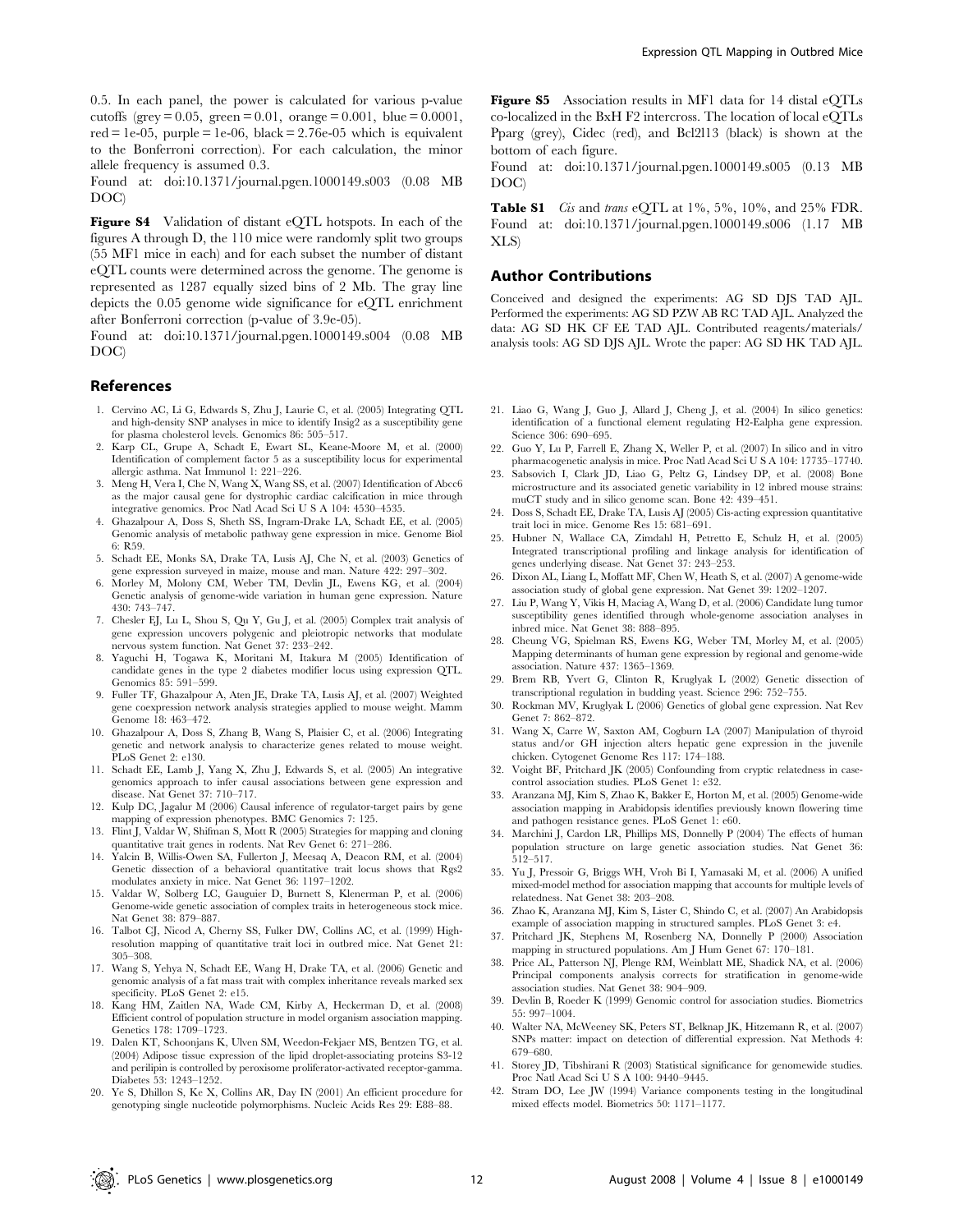0.5. In each panel, the power is calculated for various p-value cutoffs (grey = 0.05, green = 0.01, orange = 0.001, blue = 0.0001, red = 1e-05, purple = 1e-06, black = 2.76e-05 which is equivalent to the Bonferroni correction). For each calculation, the minor allele frequency is assumed 0.3.

Found at: doi:10.1371/journal.pgen.1000149.s003 (0.08 MB DOC)

**Figure S4** Validation of distant eQTL hotspots. In each of the figures A through D, the 110 mice were randomly split two groups (55 MF1 mice in each) and for each subset the number of distant eQTL counts were determined across the genome. The genome is represented as 1287 equally sized bins of 2 Mb. The gray line depicts the 0.05 genome wide significance for eQTL enrichment after Bonferroni correction (p-value of 3.9e-05).

Found at: doi:10.1371/journal.pgen.1000149.s004 (0.08 MB DOC)

**Figure S5** Association results in MF1 data for 14 distal eQTLs co-localized in the BxH F2 intercross. The location of local eQTLs Pparg (grey), Cidec (red), and Bcl2l13 (black) is shown at the bottom of each figure.

Found at: doi:10.1371/journal.pgen.1000149.s005 (0.13 MB DOC)

**Table S1** *Cis* and *trans* eQTL at 1%, 5%, 10%, and 25% FDR.

Found at: doi:10.1371/journal.pgen.1000149.s006 (1.17 MB XLS)

## Author Contributions

Conceived and designed the experiments: AG SD DJS TAD AJL. Performed the experiments: AG SD PZW AB RC TAD AJL. Analyzed the data: AG SD HK CF EE TAD AJL. Contributed reagents/materials/analysis tools: AG SD DJS AJL. Wrote the paper: AG SD HK TAD AJL.

## References

1. Cervino AC, Li G, Edwards S, Zhu J, Laurie C, et al. (2005) Integrating QTL and high-density SNP analyses in mice to identify Insig2 as a susceptibility gene for plasma cholesterol levels. Genomics 86: 505–517.
2. Karp CL, Grupe A, Schadt E, Ewart SL, Keane-Moore M, et al. (2000) Identification of complement factor 5 as a susceptibility locus for experimental allergic asthma. Nat Immunol 1: 221–226.
3. Meng H, Vera I, Che N, Wang X, Wang SS, et al. (2007) Identification of Abcc6 as the major causal gene for dystrophic cardiac calcification in mice through integrative genomics. Proc Natl Acad Sci U S A 104: 4530–4535.
4. Ghazalpour A, Doss S, Sheth SS, Ingram-Drake LA, Schadt EE, et al. (2005) Genomic analysis of metabolic pathway gene expression in mice. Genome Biol 6: R59.
5. Schadt EE, Monks SA, Drake TA, Lusis AJ, Che N, et al. (2003) Genetics of gene expression surveyed in maize, mouse and man. Nature 422: 297–302.
6. Morley M, Molony CM, Weber TM, Devlin JL, Ewens KG, et al. (2004) Genetic analysis of genome-wide variation in human gene expression. Nature 430: 743–747.
7. Chesler EJ, Lu L, Shou S, Qu Y, Gu J, et al. (2005) Complex trait analysis of gene expression uncovers polygenic and pleiotropic networks that modulate nervous system function. Nat Genet 37: 233–242.
8. Yaguchi H, Togawa K, Moritani M, Itakura M (2005) Identification of candidate genes in the type 2 diabetes modifier locus using expression QTL. Genomics 85: 591–599.
9. Fuller TF, Ghazalpour A, Aten JE, Drake TA, Lusis AJ, et al. (2007) Weighted gene coexpression network analysis strategies applied to mouse weight. Mamm Genome 18: 463–472.
10. Ghazalpour A, Doss S, Zhang B, Wang S, Plaisier C, et al. (2006) Integrating genetic and network analysis to characterize genes related to mouse weight. PLoS Genet 2: e130.
11. Schadt EE, Lamb J, Yang X, Zhu J, Edwards S, et al. (2005) An integrative genomics approach to infer causal associations between gene expression and disease. Nat Genet 37: 710–717.
12. Kulp DC, Jagalur M (2006) Causal inference of regulator-target pairs by gene mapping of expression phenotypes. BMC Genomics 7: 125.
13. Flint J, Valdar W, Shifman S, Mott R (2005) Strategies for mapping and cloning quantitative trait genes in rodents. Nat Rev Genet 6: 271–286.
14. Yalcin B, Willis-Owen SA, Fullerton J, Meesaq A, Deacon RM, et al. (2004) Genetic dissection of a behavioral quantitative trait locus shows that Rgs2 modulates anxiety in mice. Nat Genet 36: 1197–1202.
15. Valdar W, Solberg LC, Gauguier D, Burnett S, Klenerman P, et al. (2006) Genome-wide genetic association of complex traits in heterogeneous stock mice. Nat Genet 38: 879–887.
16. Talbot CJ, Nicod A, Cherny SS, Fulker DW, Collins AC, et al. (1999) High-resolution mapping of quantitative trait loci in outbred mice. Nat Genet 21: 305–308.
17. Wang S, Yehya N, Schadt EE, Wang H, Drake TA, et al. (2006) Genetic and genomic analysis of a fat mass trait with complex inheritance reveals marked sex specificity. PLoS Genet 2: e15.
18. Kang HM, Zaitlen NA, Wade CM, Kirby A, Heckerman D, et al. (2008) Efficient control of population structure in model organism association mapping. Genetics 178: 1709–1723.
19. Dalen KT, Schoonjans K, Ulven SM, Weedon-Fekjaer MS, Bentzen TG, et al. (2004) Adipose tissue expression of the lipid droplet-associating proteins S3-12 and perilipin is controlled by peroxisome proliferator-activated receptor-gamma. Diabetes 53: 1243–1252.
20. Ye S, Dhillon S, Ke X, Collins AR, Day IN (2001) An efficient procedure for genotyping single nucleotide polymorphisms. Nucleic Acids Res 29: E88–88.
21. Liao G, Wang J, Guo J, Allard J, Cheng J, et al. (2004) In silico genetics: identification of a functional element regulating H2-Ealpha gene expression. Science 306: 690–695.
22. Guo Y, Lu P, Farrell E, Zhang X, Weller P, et al. (2007) In silico and in vitro pharmacogenetic analysis in mice. Proc Natl Acad Sci U S A 104: 17735–17740.
23. Sabsovich I, Clark JD, Liao G, Peltz G, Lindsey DP, et al. (2008) Bone microstructure and its associated genetic variability in 12 inbred mouse strains: muCT study and in silico genome scan. Bone 42: 439–451.
24. Doss S, Schadt EE, Drake TA, Lusis AJ (2005) Cis-acting expression quantitative trait loci in mice. Genome Res 15: 681–691.
25. Hubner N, Wallace CA, Zimdahl H, Petretto E, Schulz H, et al. (2005) Integrated transcriptional profiling and linkage analysis for identification of genes underlying disease. Nat Genet 37: 243–253.
26. Dixon AL, Liang L, Moffatt MF, Chen W, Heath S, et al. (2007) A genome-wide association study of global gene expression. Nat Genet 39: 1202–1207.
27. Liu P, Wang Y, Vikis H, Maciag A, Wang D, et al. (2006) Candidate lung tumor susceptibility genes identified through whole-genome association analyses in inbred mice. Nat Genet 38: 888–895.
28. Cheung VG, Spielman RS, Ewens KG, Weber TM, Morley M, et al. (2005) Mapping determinants of human gene expression by regional and genome-wide association. Nature 437: 1365–1369.
29. Brem RB, Yvert G, Clinton R, Kruglyak L (2002) Genetic dissection of transcriptional regulation in budding yeast. Science 296: 752–755.
30. Rockman MV, Kruglyak L (2006) Genetics of global gene expression. Nat Rev Genet 7: 862–872.
31. Wang X, Carre W, Saxton AM, Cogburn LA (2007) Manipulation of thyroid status and/or GH injection alters hepatic gene expression in the juvenile chicken. Cytogenet Genome Res 117: 174–188.
32. Voight BF, Pritchard JK (2005) Confounding from cryptic relatedness in case-control association studies. PLoS Genet 1: e32.
33. Aranzana MJ, Kim S, Zhao K, Bakker E, Horton M, et al. (2005) Genome-wide association mapping in Arabidopsis identifies previously known flowering time and pathogen resistance genes. PLoS Genet 1: e60.
34. Marchini J, Cardon LR, Phillips MS, Donnelly P (2004) The effects of human population structure on large genetic association studies. Nat Genet 36: 512–517.
35. Yu J, Pressoir G, Briggs WH, Vroh Bi I, Yamasaki M, et al. (2006) A unified mixed-model method for association mapping that accounts for multiple levels of relatedness. Nat Genet 38: 203–208.
36. Zhao K, Aranzana MJ, Kim S, Lister C, Shindo C, et al. (2007) An Arabidopsis example of association mapping in structured samples. PLoS Genet 3: e4.
37. Pritchard JK, Stephens M, Rosenberg NA, Donnelly P (2000) Association mapping in structured populations. Am J Hum Genet 67: 170–181.
38. Price AL, Patterson NJ, Plenge RM, Weinblatt ME, Shadick NA, et al. (2006) Principal components analysis corrects for stratification in genome-wide association studies. Nat Genet 38: 904–909.
39. Devlin B, Roeder K (1999) Genomic control for association studies. Biometrics 55: 997–1004.
40. Walter NA, McWeeney SK, Peters ST, Belknap JK, Hitzemann R, et al. (2007) SNPs matter: impact on detection of differential expression. Nat Methods 4: 679–680.
41. Storey JD, Tibshirani R (2003) Statistical significance for genomewide studies. Proc Natl Acad Sci U S A 100: 9440–9445.
42. Stram DO, Lee JW (1994) Variance components testing in the longitudinal mixed effects model. Biometrics 50: 1171–1177.